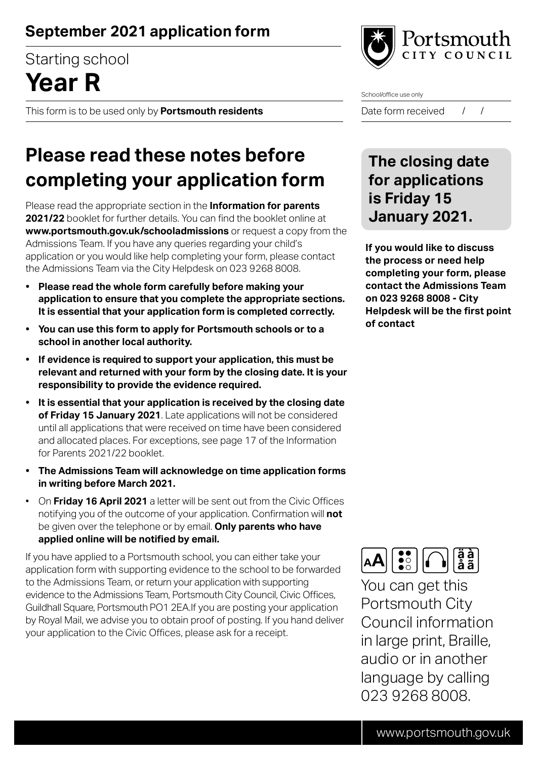## September 2021 application form

Starting school

# Year R

This form is to be used only by **Portsmouth residents**

School/office use only

Date form received / /

# Please read these notes before completing your application form

Please read the appropriate section in the **Information for parents 2021/22** booklet for further details. You can find the booklet online at **www.portsmouth.gov.uk/schooladmissions** or request a copy from the Admissions Team. If you have any queries regarding your child's application or you would like help completing your form, please contact the Admissions Team via the City Helpdesk on 023 9268 8008.

- **Please read the whole form carefully before making your application to ensure that you complete the appropriate sections. It is essential that your application form is completed correctly.**
- **You can use this form to apply for Portsmouth schools or to a school in another local authority.**
- **If evidence is required to support your application, this must be relevant and returned with your form by the closing date. It is your responsibility to provide the evidence required.**
- **It is essential that your application is received by the closing date of Friday 15 January 2021**. Late applications will not be considered until all applications that were received on time have been considered and allocated places. For exceptions, see page 17 of the Information for Parents 2021/22 booklet.
- **The Admissions Team will acknowledge on time application forms in writing before March 2021.**
- On **Friday 16 April 2021** a letter will be sent out from the Civic Offices notifying you of the outcome of your application. Confirmation will **not** be given over the telephone or by email. **Only parents who have applied online will be notified by email.**

If you have applied to a Portsmouth school, you can either take your application form with supporting evidence to the school to be forwarded to the Admissions Team, or return your application with supporting evidence to the Admissions Team, Portsmouth City Council, Civic Offices, Guildhall Square, Portsmouth PO1 2EA.If you are posting your application by Royal Mail, we advise you to obtain proof of posting. If you hand deliver your application to the Civic Offices, please ask for a receipt.

## The closing date for applications is Friday 15 January 2021.

**If you would like to discuss the process or need help completing your form, please contact the Admissions Team on 023 9268 8008 - City Helpdesk will be the first point of contact**

You can get this Portsmouth City Council information in large print, Braille, audio or in another language by calling 023 9268 8008.

www.portsmouth.gov.uk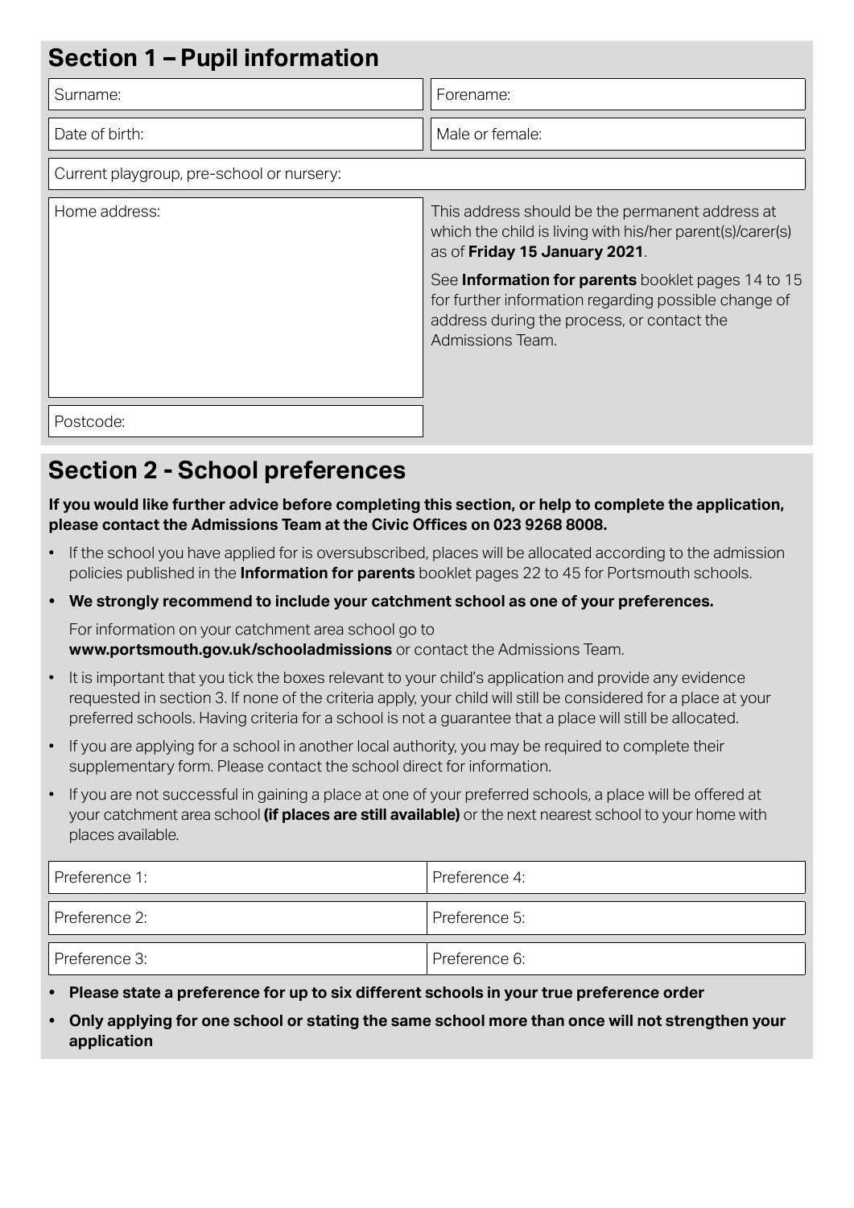## Section 1 – Pupil information

| Surname: | Forename: |
|---|---|
| Date of birth: | Male or female: |
| Current playgroup, pre-school or nursery: | |

| Home address: | This address should be the permanent address at which the child is living with his/her parent(s)/carer(s) as of **Friday 15 January 2021**. See **Information for parents** booklet pages 14 to 15 for further information regarding possible change of address during the process, or contact the Admissions Team. |
|---|---|
| Postcode: | |

## Section 2 - School preferences

**If you would like further advice before completing this section, or help to complete the application, please contact the Admissions Team at the Civic Offices on 023 9268 8008.**

- If the school you have applied for is oversubscribed, places will be allocated according to the admission policies published in the **Information for parents** booklet pages 22 to 45 for Portsmouth schools.
- **We strongly recommend to include your catchment school as one of your preferences.**

  For information on your catchment area school go to **www.portsmouth.gov.uk/schooladmissions** or contact the Admissions Team.
- It is important that you tick the boxes relevant to your child's application and provide any evidence requested in section 3. If none of the criteria apply, your child will still be considered for a place at your preferred schools. Having criteria for a school is not a guarantee that a place will still be allocated.
- If you are applying for a school in another local authority, you may be required to complete their supplementary form. Please contact the school direct for information.
- If you are not successful in gaining a place at one of your preferred schools, a place will be offered at your catchment area school **(if places are still available)** or the next nearest school to your home with places available.

| Preference 1: | Preference 4: |
|---|---|
| Preference 2: | Preference 5: |
| Preference 3: | Preference 6: |

- **Please state a preference for up to six different schools in your true preference order**
- **Only applying for one school or stating the same school more than once will not strengthen your application**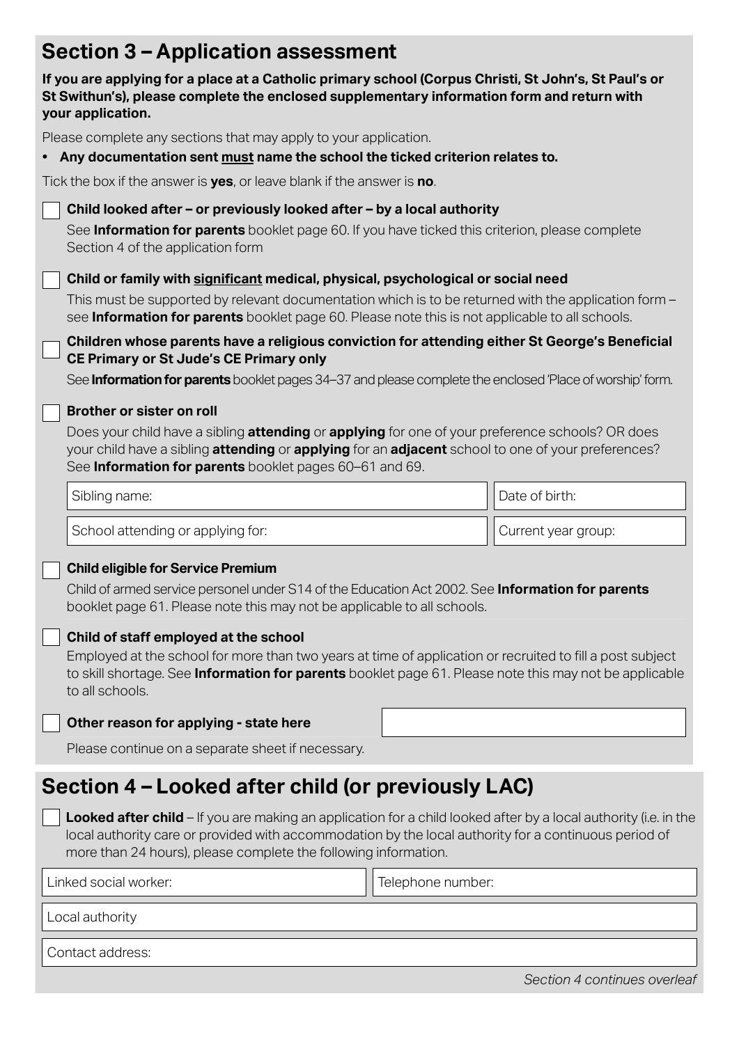## Section 3 – Application assessment

**If you are applying for a place at a Catholic primary school (Corpus Christi, St John's, St Paul's or St Swithun's), please complete the enclosed supplementary information form and return with your application.**

Please complete any sections that may apply to your application.

- **Any documentation sent must name the school the ticked criterion relates to.**

Tick the box if the answer is **yes**, or leave blank if the answer is **no**.

☐ **Child looked after – or previously looked after – by a local authority**

See **Information for parents** booklet page 60. If you have ticked this criterion, please complete Section 4 of the application form

☐ **Child or family with significant medical, physical, psychological or social need**

This must be supported by relevant documentation which is to be returned with the application form – see **Information for parents** booklet page 60. Please note this is not applicable to all schools.

☐ **Children whose parents have a religious conviction for attending either St George's Beneficial CE Primary or St Jude's CE Primary only**

See **Information for parents** booklet pages 34–37 and please complete the enclosed 'Place of worship' form.

☐ **Brother or sister on roll**

Does your child have a sibling **attending** or **applying** for one of your preference schools? OR does your child have a sibling **attending** or **applying** for an **adjacent** school to one of your preferences? See **Information for parents** booklet pages 60–61 and 69.

| Sibling name: | Date of birth: |
|---|---|
| School attending or applying for: | Current year group: |

☐ **Child eligible for Service Premium**

Child of armed service personel under S14 of the Education Act 2002. See **Information for parents** booklet page 61. Please note this may not be applicable to all schools.

☐ **Child of staff employed at the school**

Employed at the school for more than two years at time of application or recruited to fill a post subject to skill shortage. See **Information for parents** booklet page 61. Please note this may not be applicable to all schools.

☐ **Other reason for applying - state here**

Please continue on a separate sheet if necessary.

## Section 4 – Looked after child (or previously LAC)

☐ **Looked after child** – If you are making an application for a child looked after by a local authority (i.e. in the local authority care or provided with accommodation by the local authority for a continuous period of more than 24 hours), please complete the following information.

| Linked social worker: | Telephone number: |
|---|---|
| Local authority | |
| Contact address: | |

*Section 4 continues overleaf*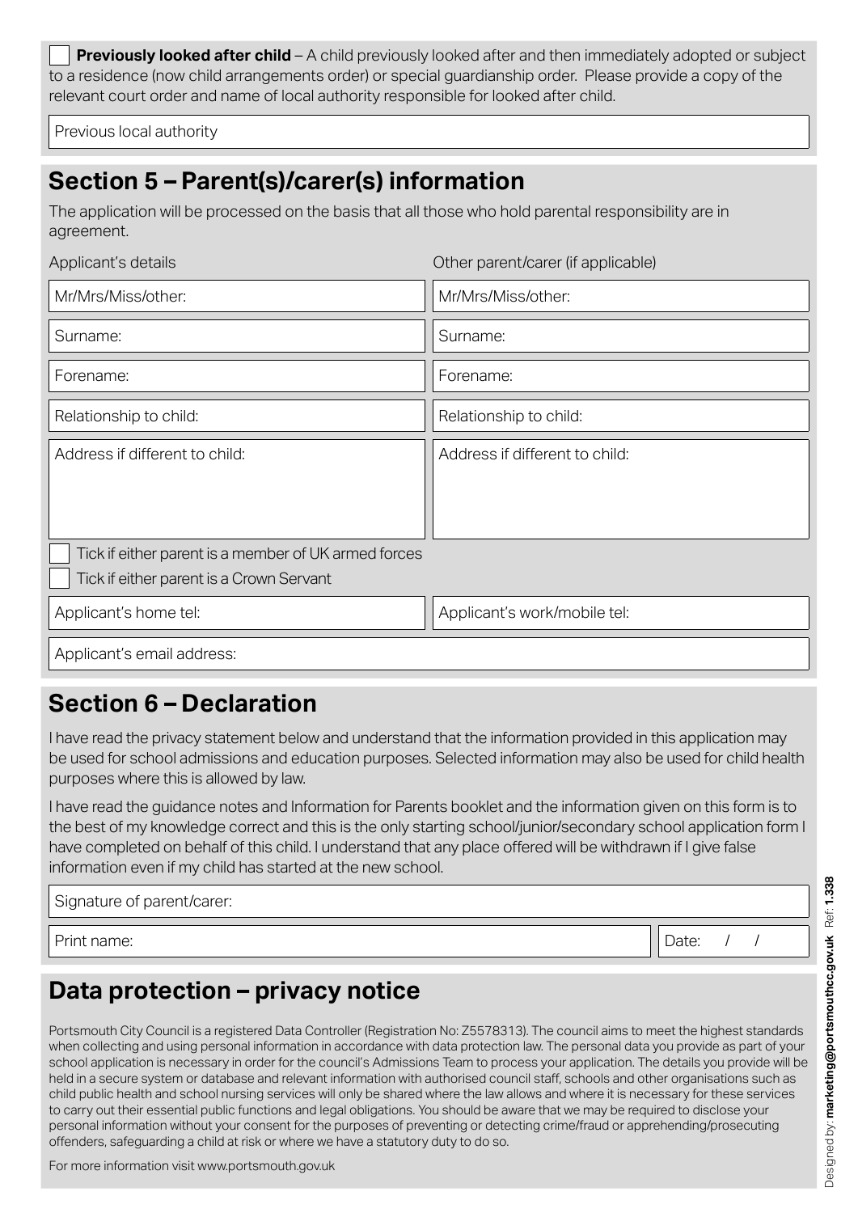☐ **Previously looked after child** – A child previously looked after and then immediately adopted or subject to a residence (now child arrangements order) or special guardianship order. Please provide a copy of the relevant court order and name of local authority responsible for looked after child.

Previous local authority

## Section 5 – Parent(s)/carer(s) information

The application will be processed on the basis that all those who hold parental responsibility are in agreement.

| Applicant's details | Other parent/carer (if applicable) |
|---|---|
| Mr/Mrs/Miss/other: | Mr/Mrs/Miss/other: |
| Surname: | Surname: |
| Forename: | Forename: |
| Relationship to child: | Relationship to child: |
| Address if different to child: | Address if different to child: |

☐ Tick if either parent is a member of UK armed forces

☐ Tick if either parent is a Crown Servant

| | |
|---|---|
| Applicant's home tel: | Applicant's work/mobile tel: |

Applicant's email address:

## Section 6 – Declaration

I have read the privacy statement below and understand that the information provided in this application may be used for school admissions and education purposes. Selected information may also be used for child health purposes where this is allowed by law.

I have read the guidance notes and Information for Parents booklet and the information given on this form is to the best of my knowledge correct and this is the only starting school/junior/secondary school application form I have completed on behalf of this child. I understand that any place offered will be withdrawn if I give false information even if my child has started at the new school.

Signature of parent/carer:

| | |
|---|---|
| Print name: | Date: / / |

## Data protection – privacy notice

Portsmouth City Council is a registered Data Controller (Registration No: Z5578313). The council aims to meet the highest standards when collecting and using personal information in accordance with data protection law. The personal data you provide as part of your school application is necessary in order for the council's Admissions Team to process your application. The details you provide will be held in a secure system or database and relevant information with authorised council staff, schools and other organisations such as child public health and school nursing services will only be shared where the law allows and where it is necessary for these services to carry out their essential public functions and legal obligations. You should be aware that we may be required to disclose your personal information without your consent for the purposes of preventing or detecting crime/fraud or apprehending/prosecuting offenders, safeguarding a child at risk or where we have a statutory duty to do so.

For more information visit www.portsmouth.gov.uk

Designed by: **marketing@portsmouthcc.gov.uk** Ref: **1.338**